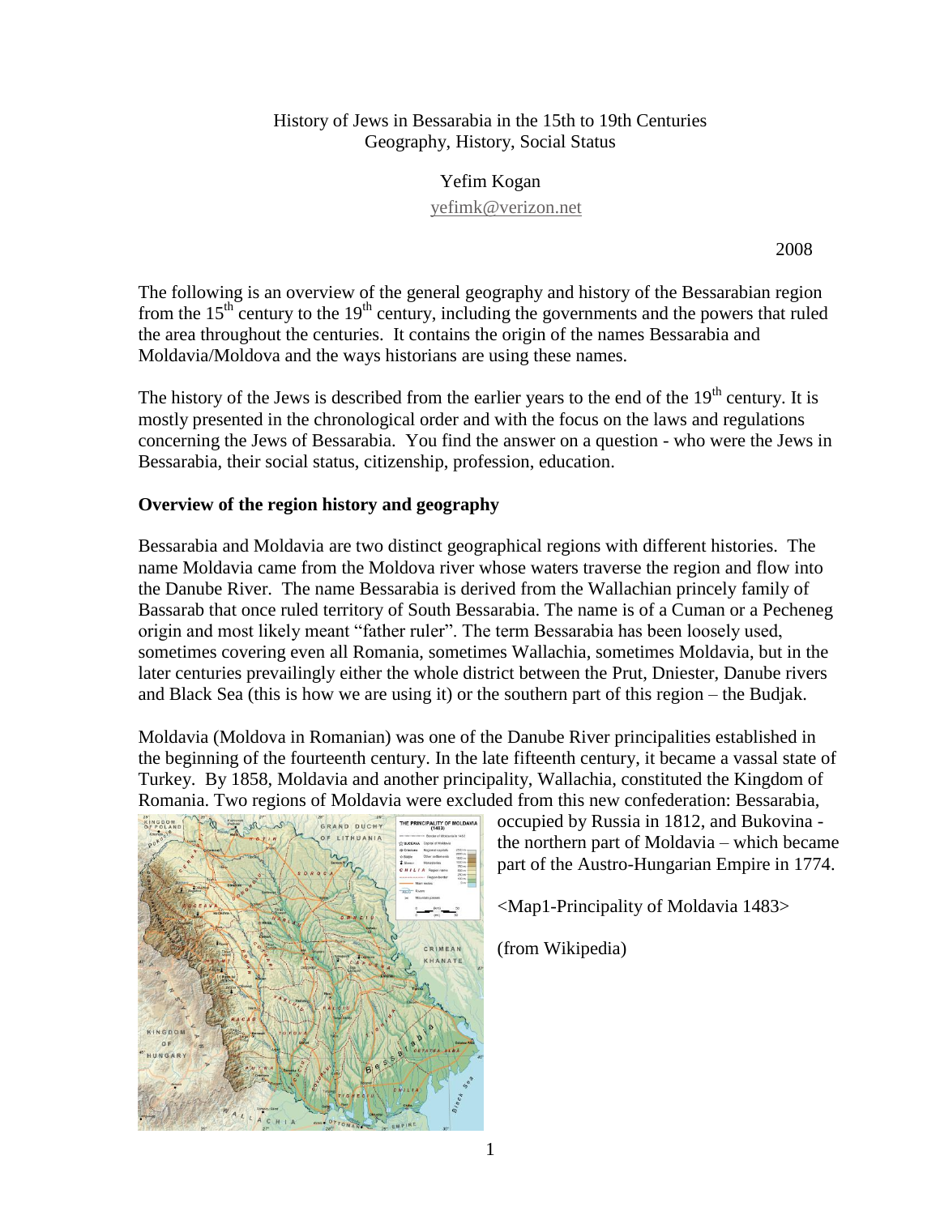History of Jews in Bessarabia in the 15th to 19th Centuries
Geography, History, Social Status

Yefim Kogan
yefimk@verizon.net

2008

The following is an overview of the general geography and history of the Bessarabian region from the 15th century to the 19th century, including the governments and the powers that ruled the area throughout the centuries. It contains the origin of the names Bessarabia and Moldavia/Moldova and the ways historians are using these names.

The history of the Jews is described from the earlier years to the end of the 19th century. It is mostly presented in the chronological order and with the focus on the laws and regulations concerning the Jews of Bessarabia. You find the answer on a question - who were the Jews in Bessarabia, their social status, citizenship, profession, education.

## Overview of the region history and geography

Bessarabia and Moldavia are two distinct geographical regions with different histories. The name Moldavia came from the Moldova river whose waters traverse the region and flow into the Danube River. The name Bessarabia is derived from the Wallachian princely family of Bassarab that once ruled territory of South Bessarabia. The name is of a Cuman or a Pecheneg origin and most likely meant "father ruler". The term Bessarabia has been loosely used, sometimes covering even all Romania, sometimes Wallachia, sometimes Moldavia, but in the later centuries prevailingly either the whole district between the Prut, Dniester, Danube rivers and Black Sea (this is how we are using it) or the southern part of this region – the Budjak.

Moldavia (Moldova in Romanian) was one of the Danube River principalities established in the beginning of the fourteenth century. In the late fifteenth century, it became a vassal state of Turkey. By 1858, Moldavia and another principality, Wallachia, constituted the Kingdom of Romania. Two regions of Moldavia were excluded from this new confederation: Bessarabia, occupied by Russia in 1812, and Bukovina - the northern part of Moldavia – which became part of the Austro-Hungarian Empire in 1774.

<Map1-Principality of Moldavia 1483>

(from Wikipedia)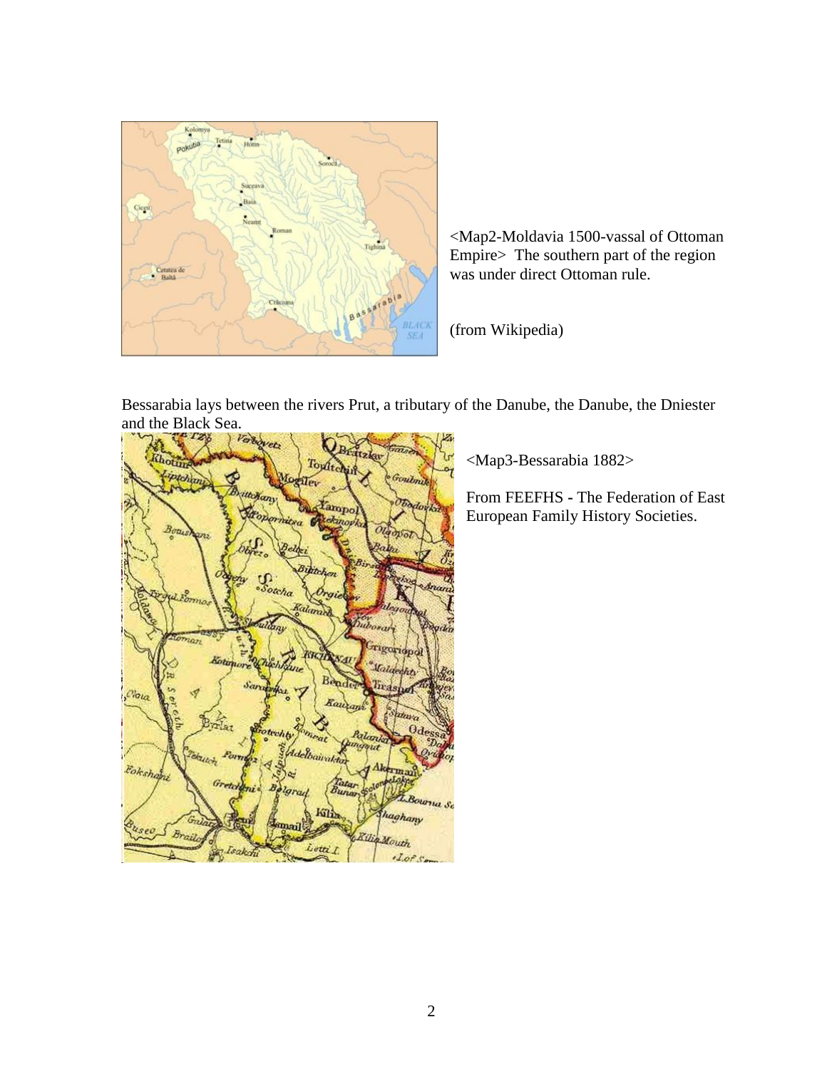<Map2-Moldavia 1500-vassal of Ottoman Empire> The southern part of the region was under direct Ottoman rule.

(from Wikipedia)

Bessarabia lays between the rivers Prut, a tributary of the Danube, the Danube, the Dniester and the Black Sea.

<Map3-Bessarabia 1882>

From FEEFHS - The Federation of East European Family History Societies.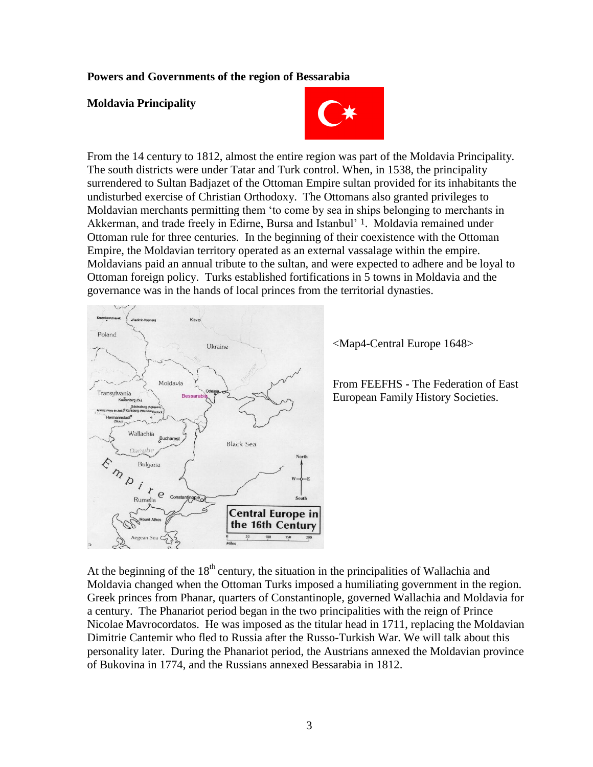**Powers and Governments of the region of Bessarabia**

**Moldavia Principality**

From the 14 century to 1812, almost the entire region was part of the Moldavia Principality. The south districts were under Tatar and Turk control. When, in 1538, the principality surrendered to Sultan Badjazet of the Ottoman Empire sultan provided for its inhabitants the undisturbed exercise of Christian Orthodoxy. The Ottomans also granted privileges to Moldavian merchants permitting them 'to come by sea in ships belonging to merchants in Akkerman, and trade freely in Edirne, Bursa and Istanbul' [1]. Moldavia remained under Ottoman rule for three centuries. In the beginning of their coexistence with the Ottoman Empire, the Moldavian territory operated as an external vassalage within the empire. Moldavians paid an annual tribute to the sultan, and were expected to adhere and be loyal to Ottoman foreign policy. Turks established fortifications in 5 towns in Moldavia and the governance was in the hands of local princes from the territorial dynasties.

<Map4-Central Europe 1648>

From FEEFHS - The Federation of East European Family History Societies.

At the beginning of the 18$^{th}$ century, the situation in the principalities of Wallachia and Moldavia changed when the Ottoman Turks imposed a humiliating government in the region. Greek princes from Phanar, quarters of Constantinople, governed Wallachia and Moldavia for a century. The Phanariot period began in the two principalities with the reign of Prince Nicolae Mavrocordatos. He was imposed as the titular head in 1711, replacing the Moldavian Dimitrie Cantemir who fled to Russia after the Russo-Turkish War. We will talk about this personality later. During the Phanariot period, the Austrians annexed the Moldavian province of Bukovina in 1774, and the Russians annexed Bessarabia in 1812.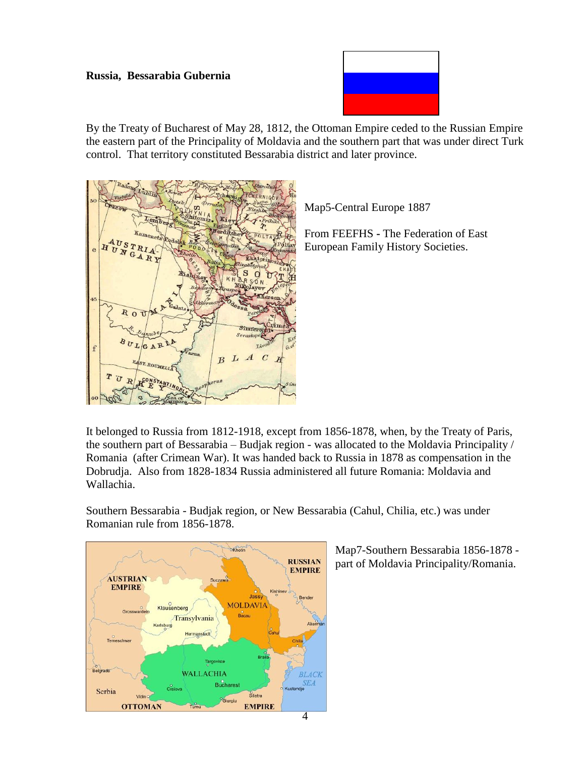**Russia, Bessarabia Gubernia**

By the Treaty of Bucharest of May 28, 1812, the Ottoman Empire ceded to the Russian Empire the eastern part of the Principality of Moldavia and the southern part that was under direct Turk control. That territory constituted Bessarabia district and later province.

Map5-Central Europe 1887

From FEEFHS - The Federation of East European Family History Societies.

It belonged to Russia from 1812-1918, except from 1856-1878, when, by the Treaty of Paris, the southern part of Bessarabia – Budjak region - was allocated to the Moldavia Principality / Romania (after Crimean War). It was handed back to Russia in 1878 as compensation in the Dobrudja. Also from 1828-1834 Russia administered all future Romania: Moldavia and Wallachia.

Southern Bessarabia - Budjak region, or New Bessarabia (Cahul, Chilia, etc.) was under Romanian rule from 1856-1878.

Map7-Southern Bessarabia 1856-1878 - part of Moldavia Principality/Romania.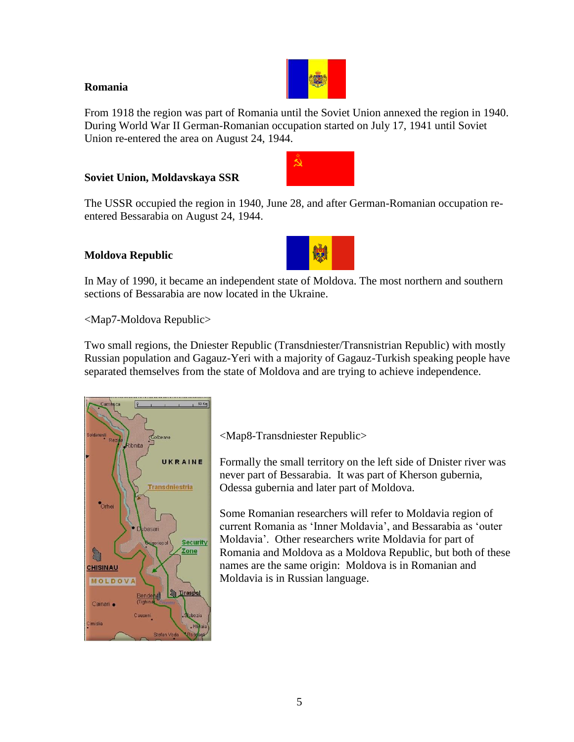**Romania**

From 1918 the region was part of Romania until the Soviet Union annexed the region in 1940. During World War II German-Romanian occupation started on July 17, 1941 until Soviet Union re-entered the area on August 24, 1944.

**Soviet Union, Moldavskaya SSR**

The USSR occupied the region in 1940, June 28, and after German-Romanian occupation re-entered Bessarabia on August 24, 1944.

**Moldova Republic**

In May of 1990, it became an independent state of Moldova. The most northern and southern sections of Bessarabia are now located in the Ukraine.

<Map7-Moldova Republic>

Two small regions, the Dniester Republic (Transdniester/Transnistrian Republic) with mostly Russian population and Gagauz-Yeri with a majority of Gagauz-Turkish speaking people have separated themselves from the state of Moldova and are trying to achieve independence.

<Map8-Transdniester Republic>

Formally the small territory on the left side of Dnister river was never part of Bessarabia. It was part of Kherson gubernia, Odessa gubernia and later part of Moldova.

Some Romanian researchers will refer to Moldavia region of current Romania as 'Inner Moldavia', and Bessarabia as 'outer Moldavia'. Other researchers write Moldavia for part of Romania and Moldova as a Moldova Republic, but both of these names are the same origin: Moldova is in Romanian and Moldavia is in Russian language.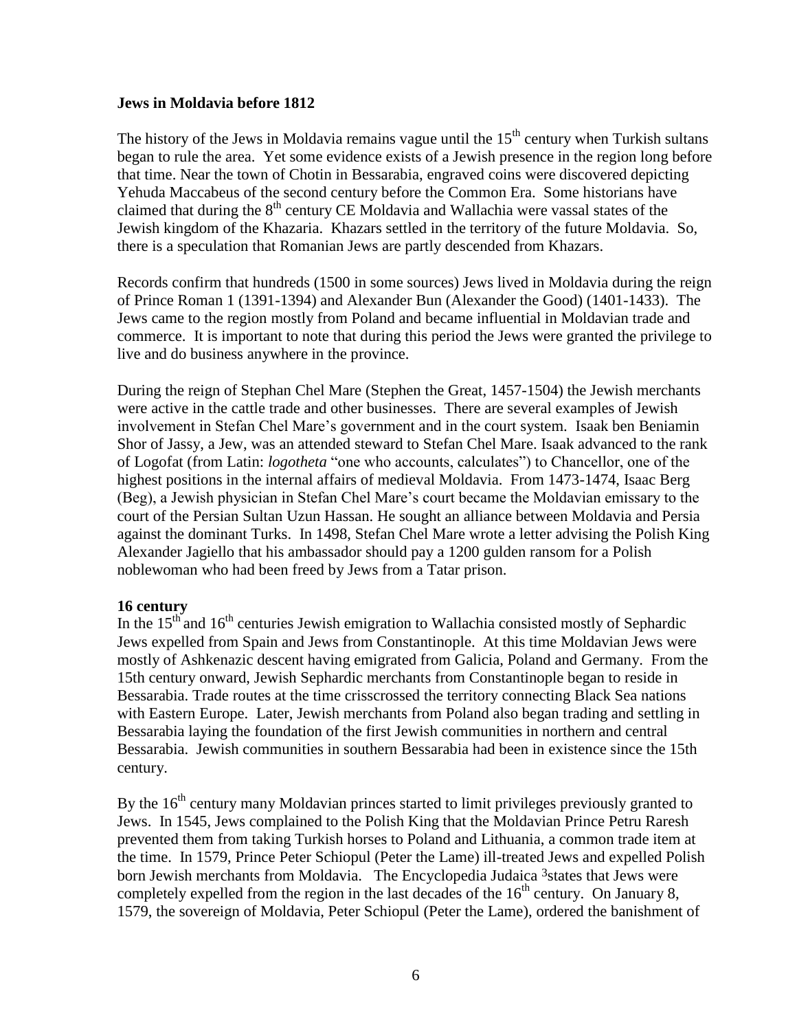**Jews in Moldavia before 1812**

The history of the Jews in Moldavia remains vague until the 15th century when Turkish sultans began to rule the area. Yet some evidence exists of a Jewish presence in the region long before that time. Near the town of Chotin in Bessarabia, engraved coins were discovered depicting Yehuda Maccabeus of the second century before the Common Era. Some historians have claimed that during the 8th century CE Moldavia and Wallachia were vassal states of the Jewish kingdom of the Khazaria. Khazars settled in the territory of the future Moldavia. So, there is a speculation that Romanian Jews are partly descended from Khazars.

Records confirm that hundreds (1500 in some sources) Jews lived in Moldavia during the reign of Prince Roman 1 (1391-1394) and Alexander Bun (Alexander the Good) (1401-1433). The Jews came to the region mostly from Poland and became influential in Moldavian trade and commerce. It is important to note that during this period the Jews were granted the privilege to live and do business anywhere in the province.

During the reign of Stephan Chel Mare (Stephen the Great, 1457-1504) the Jewish merchants were active in the cattle trade and other businesses. There are several examples of Jewish involvement in Stefan Chel Mare's government and in the court system. Isaak ben Beniamin Shor of Jassy, a Jew, was an attended steward to Stefan Chel Mare. Isaak advanced to the rank of Logofat (from Latin: *logotheta* "one who accounts, calculates") to Chancellor, one of the highest positions in the internal affairs of medieval Moldavia. From 1473-1474, Isaac Berg (Beg), a Jewish physician in Stefan Chel Mare's court became the Moldavian emissary to the court of the Persian Sultan Uzun Hassan. He sought an alliance between Moldavia and Persia against the dominant Turks. In 1498, Stefan Chel Mare wrote a letter advising the Polish King Alexander Jagiello that his ambassador should pay a 1200 gulden ransom for a Polish noblewoman who had been freed by Jews from a Tatar prison.

**16 century**

In the 15th and 16th centuries Jewish emigration to Wallachia consisted mostly of Sephardic Jews expelled from Spain and Jews from Constantinople. At this time Moldavian Jews were mostly of Ashkenazic descent having emigrated from Galicia, Poland and Germany. From the 15th century onward, Jewish Sephardic merchants from Constantinople began to reside in Bessarabia. Trade routes at the time crisscrossed the territory connecting Black Sea nations with Eastern Europe. Later, Jewish merchants from Poland also began trading and settling in Bessarabia laying the foundation of the first Jewish communities in northern and central Bessarabia. Jewish communities in southern Bessarabia had been in existence since the 15th century.

By the 16th century many Moldavian princes started to limit privileges previously granted to Jews. In 1545, Jews complained to the Polish King that the Moldavian Prince Petru Raresh prevented them from taking Turkish horses to Poland and Lithuania, a common trade item at the time. In 1579, Prince Peter Schiopul (Peter the Lame) ill-treated Jews and expelled Polish born Jewish merchants from Moldavia. The Encyclopedia Judaica [3] states that Jews were completely expelled from the region in the last decades of the 16th century. On January 8, 1579, the sovereign of Moldavia, Peter Schiopul (Peter the Lame), ordered the banishment of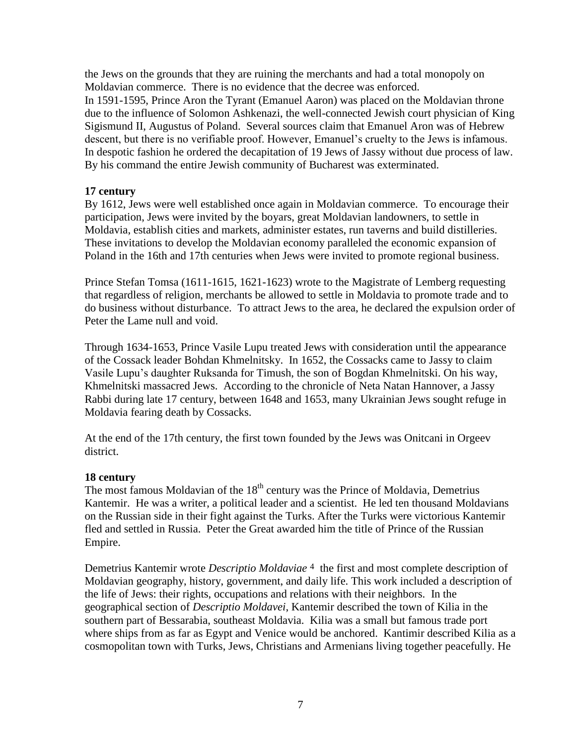the Jews on the grounds that they are ruining the merchants and had a total monopoly on Moldavian commerce. There is no evidence that the decree was enforced.
In 1591-1595, Prince Aron the Tyrant (Emanuel Aaron) was placed on the Moldavian throne due to the influence of Solomon Ashkenazi, the well-connected Jewish court physician of King Sigismund II, Augustus of Poland. Several sources claim that Emanuel Aron was of Hebrew descent, but there is no verifiable proof. However, Emanuel's cruelty to the Jews is infamous. In despotic fashion he ordered the decapitation of 19 Jews of Jassy without due process of law. By his command the entire Jewish community of Bucharest was exterminated.

**17 century**

By 1612, Jews were well established once again in Moldavian commerce. To encourage their participation, Jews were invited by the boyars, great Moldavian landowners, to settle in Moldavia, establish cities and markets, administer estates, run taverns and build distilleries. These invitations to develop the Moldavian economy paralleled the economic expansion of Poland in the 16th and 17th centuries when Jews were invited to promote regional business.

Prince Stefan Tomsa (1611-1615, 1621-1623) wrote to the Magistrate of Lemberg requesting that regardless of religion, merchants be allowed to settle in Moldavia to promote trade and to do business without disturbance. To attract Jews to the area, he declared the expulsion order of Peter the Lame null and void.

Through 1634-1653, Prince Vasile Lupu treated Jews with consideration until the appearance of the Cossack leader Bohdan Khmelnitsky. In 1652, the Cossacks came to Jassy to claim Vasile Lupu's daughter Ruksanda for Timush, the son of Bogdan Khmelnitski. On his way, Khmelnitski massacred Jews. According to the chronicle of Neta Natan Hannover, a Jassy Rabbi during late 17 century, between 1648 and 1653, many Ukrainian Jews sought refuge in Moldavia fearing death by Cossacks.

At the end of the 17th century, the first town founded by the Jews was Onitcani in Orgeev district.

**18 century**

The most famous Moldavian of the 18th century was the Prince of Moldavia, Demetrius Kantemir. He was a writer, a political leader and a scientist. He led ten thousand Moldavians on the Russian side in their fight against the Turks. After the Turks were victorious Kantemir fled and settled in Russia. Peter the Great awarded him the title of Prince of the Russian Empire.

Demetrius Kantemir wrote *Descriptio Moldaviae* [4] the first and most complete description of Moldavian geography, history, government, and daily life. This work included a description of the life of Jews: their rights, occupations and relations with their neighbors. In the geographical section of *Descriptio Moldavei*, Kantemir described the town of Kilia in the southern part of Bessarabia, southeast Moldavia. Kilia was a small but famous trade port where ships from as far as Egypt and Venice would be anchored. Kantimir described Kilia as a cosmopolitan town with Turks, Jews, Christians and Armenians living together peacefully. He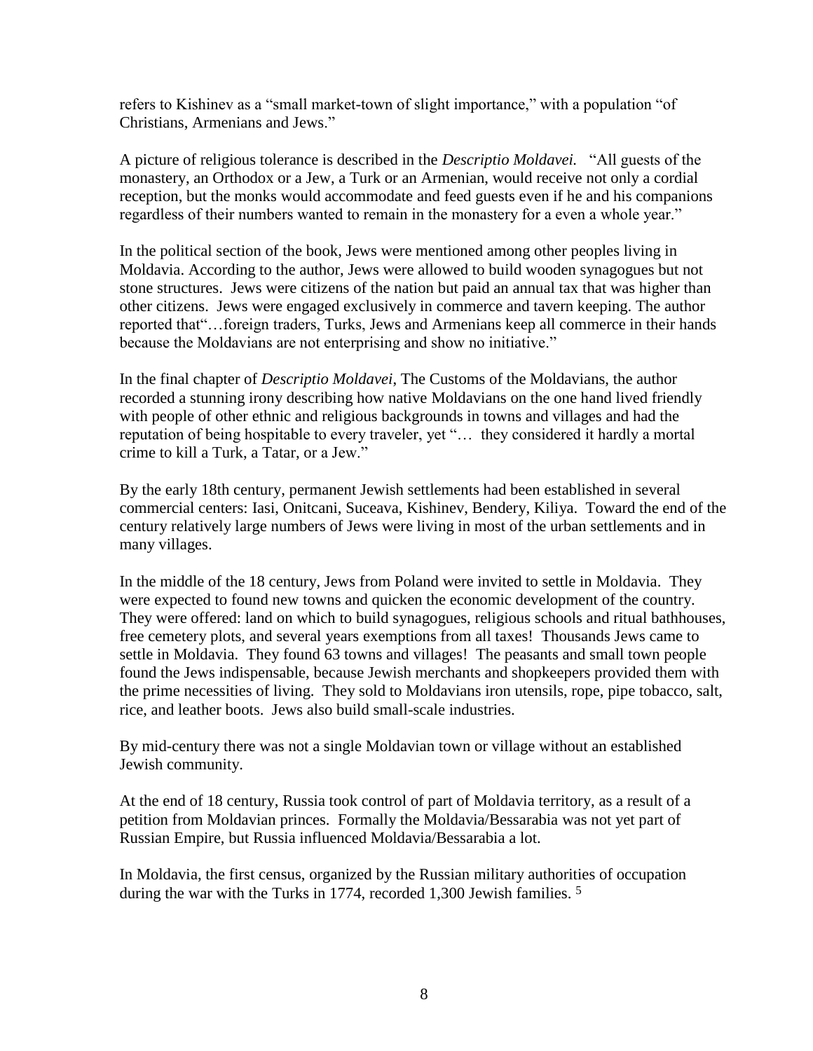refers to Kishinev as a "small market-town of slight importance," with a population "of Christians, Armenians and Jews."

A picture of religious tolerance is described in the *Descriptio Moldavei.* "All guests of the monastery, an Orthodox or a Jew, a Turk or an Armenian, would receive not only a cordial reception, but the monks would accommodate and feed guests even if he and his companions regardless of their numbers wanted to remain in the monastery for a even a whole year."

In the political section of the book, Jews were mentioned among other peoples living in Moldavia. According to the author, Jews were allowed to build wooden synagogues but not stone structures. Jews were citizens of the nation but paid an annual tax that was higher than other citizens. Jews were engaged exclusively in commerce and tavern keeping. The author reported that"…foreign traders, Turks, Jews and Armenians keep all commerce in their hands because the Moldavians are not enterprising and show no initiative."

In the final chapter of *Descriptio Moldavei*, The Customs of the Moldavians, the author recorded a stunning irony describing how native Moldavians on the one hand lived friendly with people of other ethnic and religious backgrounds in towns and villages and had the reputation of being hospitable to every traveler, yet "… they considered it hardly a mortal crime to kill a Turk, a Tatar, or a Jew."

By the early 18th century, permanent Jewish settlements had been established in several commercial centers: Iasi, Onitcani, Suceava, Kishinev, Bendery, Kiliya. Toward the end of the century relatively large numbers of Jews were living in most of the urban settlements and in many villages.

In the middle of the 18 century, Jews from Poland were invited to settle in Moldavia. They were expected to found new towns and quicken the economic development of the country. They were offered: land on which to build synagogues, religious schools and ritual bathhouses, free cemetery plots, and several years exemptions from all taxes! Thousands Jews came to settle in Moldavia. They found 63 towns and villages! The peasants and small town people found the Jews indispensable, because Jewish merchants and shopkeepers provided them with the prime necessities of living. They sold to Moldavians iron utensils, rope, pipe tobacco, salt, rice, and leather boots. Jews also build small-scale industries.

By mid-century there was not a single Moldavian town or village without an established Jewish community.

At the end of 18 century, Russia took control of part of Moldavia territory, as a result of a petition from Moldavian princes. Formally the Moldavia/Bessarabia was not yet part of Russian Empire, but Russia influenced Moldavia/Bessarabia a lot.

In Moldavia, the first census, organized by the Russian military authorities of occupation during the war with the Turks in 1774, recorded 1,300 Jewish families. [5]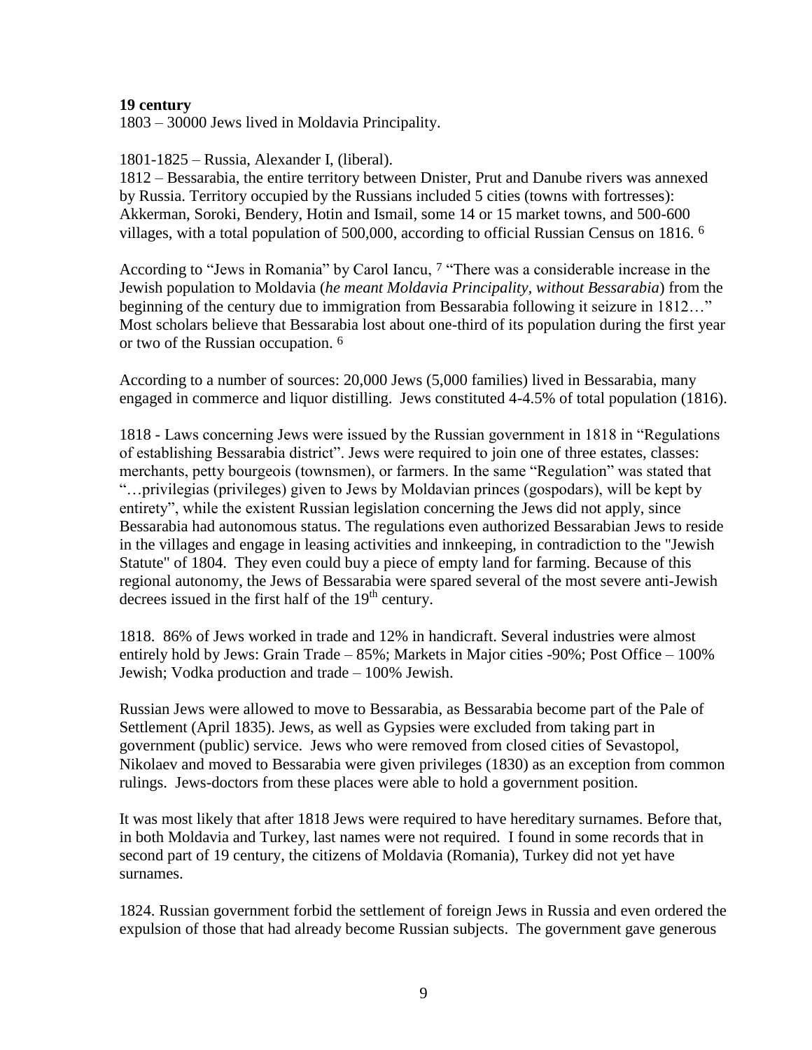**19 century**

1803 – 30000 Jews lived in Moldavia Principality.

1801-1825 – Russia, Alexander I, (liberal).

1812 – Bessarabia, the entire territory between Dnister, Prut and Danube rivers was annexed by Russia. Territory occupied by the Russians included 5 cities (towns with fortresses): Akkerman, Soroki, Bendery, Hotin and Ismail, some 14 or 15 market towns, and 500-600 villages, with a total population of 500,000, according to official Russian Census on 1816. [6]

According to "Jews in Romania" by Carol Iancu, [7] "There was a considerable increase in the Jewish population to Moldavia (*he meant Moldavia Principality, without Bessarabia*) from the beginning of the century due to immigration from Bessarabia following it seizure in 1812…" Most scholars believe that Bessarabia lost about one-third of its population during the first year or two of the Russian occupation. [6]

According to a number of sources: 20,000 Jews (5,000 families) lived in Bessarabia, many engaged in commerce and liquor distilling. Jews constituted 4-4.5% of total population (1816).

1818 - Laws concerning Jews were issued by the Russian government in 1818 in "Regulations of establishing Bessarabia district". Jews were required to join one of three estates, classes: merchants, petty bourgeois (townsmen), or farmers. In the same "Regulation" was stated that "…privilegias (privileges) given to Jews by Moldavian princes (gospodars), will be kept by entirety", while the existent Russian legislation concerning the Jews did not apply, since Bessarabia had autonomous status. The regulations even authorized Bessarabian Jews to reside in the villages and engage in leasing activities and innkeeping, in contradiction to the "Jewish Statute" of 1804. They even could buy a piece of empty land for farming. Because of this regional autonomy, the Jews of Bessarabia were spared several of the most severe anti-Jewish decrees issued in the first half of the 19th century.

1818. 86% of Jews worked in trade and 12% in handicraft. Several industries were almost entirely hold by Jews: Grain Trade – 85%; Markets in Major cities -90%; Post Office – 100% Jewish; Vodka production and trade – 100% Jewish.

Russian Jews were allowed to move to Bessarabia, as Bessarabia become part of the Pale of Settlement (April 1835). Jews, as well as Gypsies were excluded from taking part in government (public) service. Jews who were removed from closed cities of Sevastopol, Nikolaev and moved to Bessarabia were given privileges (1830) as an exception from common rulings. Jews-doctors from these places were able to hold a government position.

It was most likely that after 1818 Jews were required to have hereditary surnames. Before that, in both Moldavia and Turkey, last names were not required. I found in some records that in second part of 19 century, the citizens of Moldavia (Romania), Turkey did not yet have surnames.

1824. Russian government forbid the settlement of foreign Jews in Russia and even ordered the expulsion of those that had already become Russian subjects. The government gave generous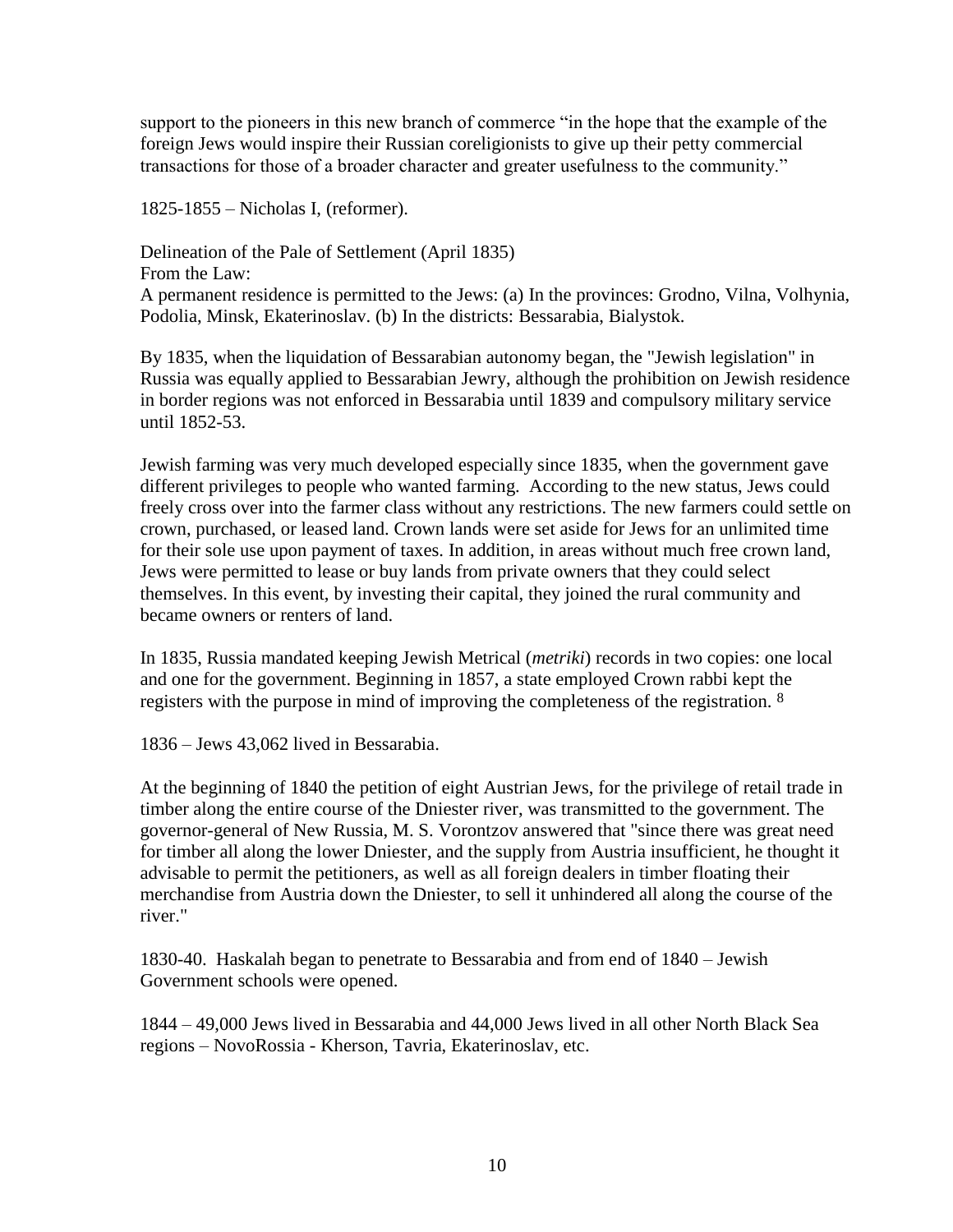support to the pioneers in this new branch of commerce "in the hope that the example of the foreign Jews would inspire their Russian coreligionists to give up their petty commercial transactions for those of a broader character and greater usefulness to the community."

1825-1855 – Nicholas I, (reformer).

Delineation of the Pale of Settlement (April 1835)
From the Law:
A permanent residence is permitted to the Jews: (a) In the provinces: Grodno, Vilna, Volhynia, Podolia, Minsk, Ekaterinoslav. (b) In the districts: Bessarabia, Bialystok.

By 1835, when the liquidation of Bessarabian autonomy began, the "Jewish legislation" in Russia was equally applied to Bessarabian Jewry, although the prohibition on Jewish residence in border regions was not enforced in Bessarabia until 1839 and compulsory military service until 1852-53.

Jewish farming was very much developed especially since 1835, when the government gave different privileges to people who wanted farming. According to the new status, Jews could freely cross over into the farmer class without any restrictions. The new farmers could settle on crown, purchased, or leased land. Crown lands were set aside for Jews for an unlimited time for their sole use upon payment of taxes. In addition, in areas without much free crown land, Jews were permitted to lease or buy lands from private owners that they could select themselves. In this event, by investing their capital, they joined the rural community and became owners or renters of land.

In 1835, Russia mandated keeping Jewish Metrical (*metriki*) records in two copies: one local and one for the government. Beginning in 1857, a state employed Crown rabbi kept the registers with the purpose in mind of improving the completeness of the registration. [8]

1836 – Jews 43,062 lived in Bessarabia.

At the beginning of 1840 the petition of eight Austrian Jews, for the privilege of retail trade in timber along the entire course of the Dniester river, was transmitted to the government. The governor-general of New Russia, M. S. Vorontzov answered that "since there was great need for timber all along the lower Dniester, and the supply from Austria insufficient, he thought it advisable to permit the petitioners, as well as all foreign dealers in timber floating their merchandise from Austria down the Dniester, to sell it unhindered all along the course of the river."

1830-40. Haskalah began to penetrate to Bessarabia and from end of 1840 – Jewish Government schools were opened.

1844 – 49,000 Jews lived in Bessarabia and 44,000 Jews lived in all other North Black Sea regions – NovoRossia - Kherson, Tavria, Ekaterinoslav, etc.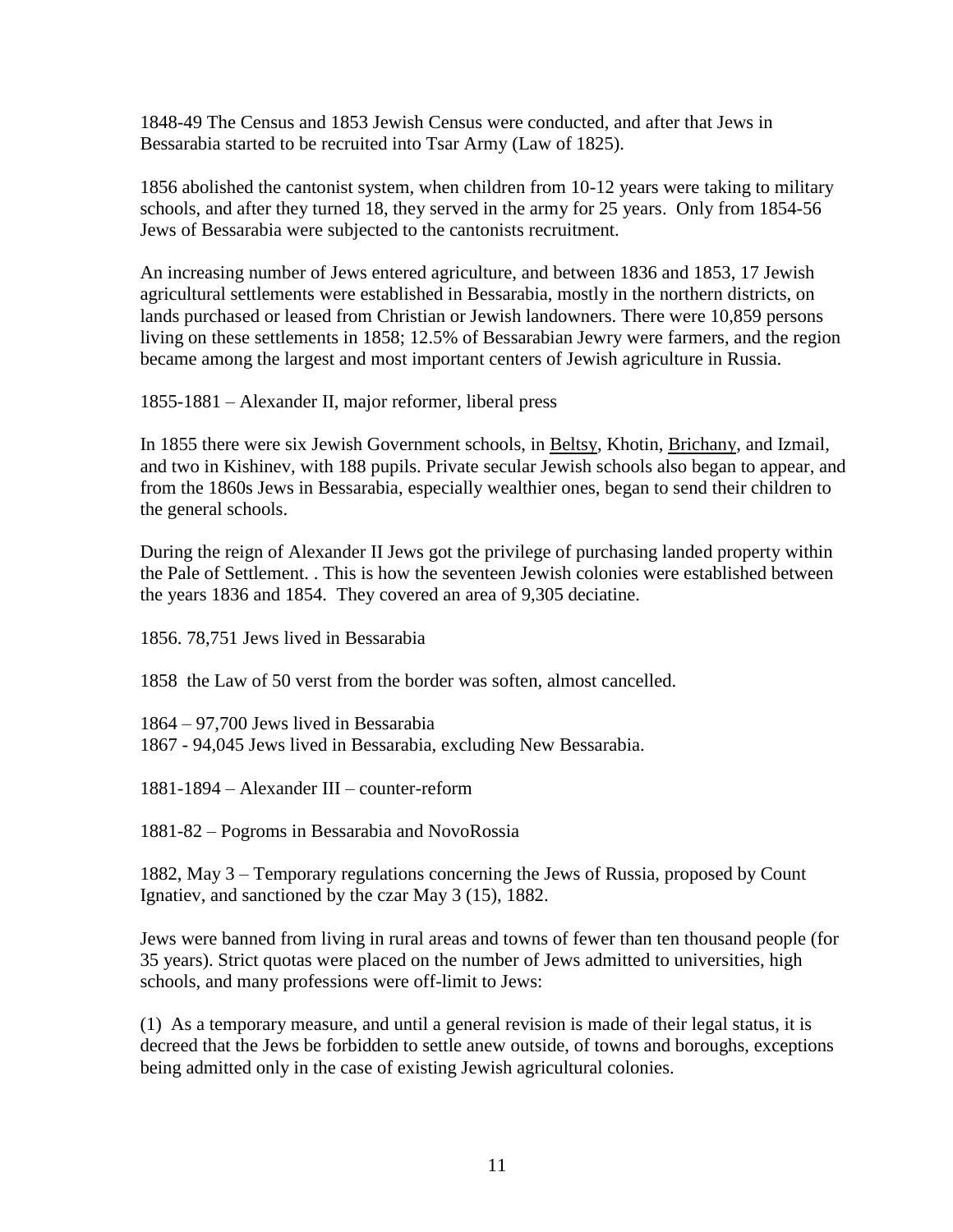1848-49 The Census and 1853 Jewish Census were conducted, and after that Jews in Bessarabia started to be recruited into Tsar Army (Law of 1825).

1856 abolished the cantonist system, when children from 10-12 years were taking to military schools, and after they turned 18, they served in the army for 25 years. Only from 1854-56 Jews of Bessarabia were subjected to the cantonists recruitment.

An increasing number of Jews entered agriculture, and between 1836 and 1853, 17 Jewish agricultural settlements were established in Bessarabia, mostly in the northern districts, on lands purchased or leased from Christian or Jewish landowners. There were 10,859 persons living on these settlements in 1858; 12.5% of Bessarabian Jewry were farmers, and the region became among the largest and most important centers of Jewish agriculture in Russia.

1855-1881 – Alexander II, major reformer, liberal press

In 1855 there were six Jewish Government schools, in Beltsy, Khotin, Brichany, and Izmail, and two in Kishinev, with 188 pupils. Private secular Jewish schools also began to appear, and from the 1860s Jews in Bessarabia, especially wealthier ones, began to send their children to the general schools.

During the reign of Alexander II Jews got the privilege of purchasing landed property within the Pale of Settlement. . This is how the seventeen Jewish colonies were established between the years 1836 and 1854. They covered an area of 9,305 deciatine.

1856. 78,751 Jews lived in Bessarabia

1858 the Law of 50 verst from the border was soften, almost cancelled.

1864 – 97,700 Jews lived in Bessarabia
1867 - 94,045 Jews lived in Bessarabia, excluding New Bessarabia.

1881-1894 – Alexander III – counter-reform

1881-82 – Pogroms in Bessarabia and NovoRossia

1882, May 3 – Temporary regulations concerning the Jews of Russia, proposed by Count Ignatiev, and sanctioned by the czar May 3 (15), 1882.

Jews were banned from living in rural areas and towns of fewer than ten thousand people (for 35 years). Strict quotas were placed on the number of Jews admitted to universities, high schools, and many professions were off-limit to Jews:

(1) As a temporary measure, and until a general revision is made of their legal status, it is decreed that the Jews be forbidden to settle anew outside, of towns and boroughs, exceptions being admitted only in the case of existing Jewish agricultural colonies.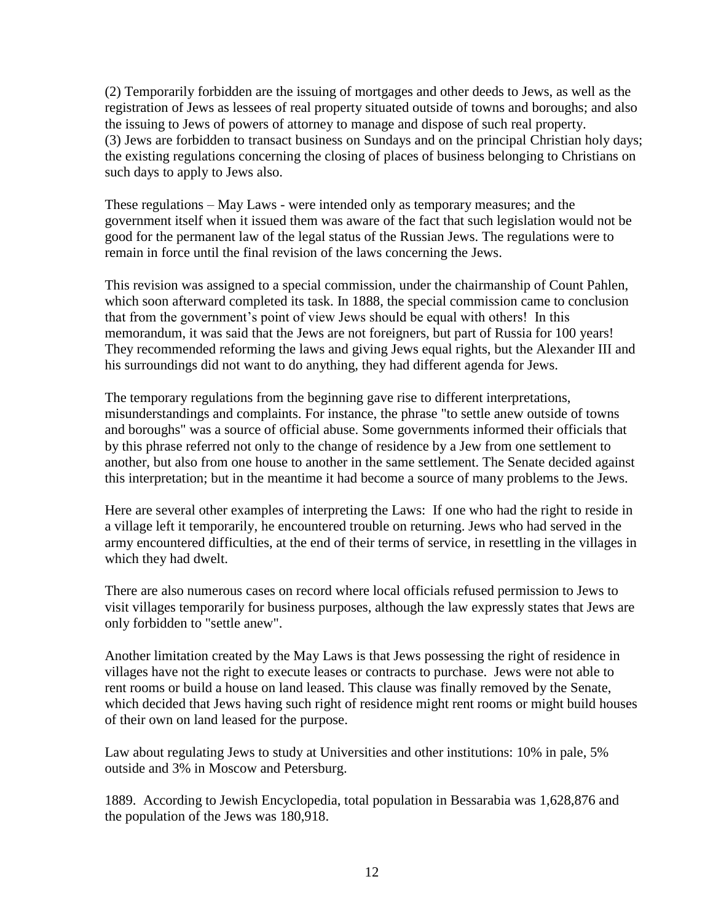(2) Temporarily forbidden are the issuing of mortgages and other deeds to Jews, as well as the registration of Jews as lessees of real property situated outside of towns and boroughs; and also the issuing to Jews of powers of attorney to manage and dispose of such real property.
(3) Jews are forbidden to transact business on Sundays and on the principal Christian holy days; the existing regulations concerning the closing of places of business belonging to Christians on such days to apply to Jews also.

These regulations – May Laws - were intended only as temporary measures; and the government itself when it issued them was aware of the fact that such legislation would not be good for the permanent law of the legal status of the Russian Jews. The regulations were to remain in force until the final revision of the laws concerning the Jews.

This revision was assigned to a special commission, under the chairmanship of Count Pahlen, which soon afterward completed its task. In 1888, the special commission came to conclusion that from the government's point of view Jews should be equal with others! In this memorandum, it was said that the Jews are not foreigners, but part of Russia for 100 years! They recommended reforming the laws and giving Jews equal rights, but the Alexander III and his surroundings did not want to do anything, they had different agenda for Jews.

The temporary regulations from the beginning gave rise to different interpretations, misunderstandings and complaints. For instance, the phrase "to settle anew outside of towns and boroughs" was a source of official abuse. Some governments informed their officials that by this phrase referred not only to the change of residence by a Jew from one settlement to another, but also from one house to another in the same settlement. The Senate decided against this interpretation; but in the meantime it had become a source of many problems to the Jews.

Here are several other examples of interpreting the Laws: If one who had the right to reside in a village left it temporarily, he encountered trouble on returning. Jews who had served in the army encountered difficulties, at the end of their terms of service, in resettling in the villages in which they had dwelt.

There are also numerous cases on record where local officials refused permission to Jews to visit villages temporarily for business purposes, although the law expressly states that Jews are only forbidden to "settle anew".

Another limitation created by the May Laws is that Jews possessing the right of residence in villages have not the right to execute leases or contracts to purchase. Jews were not able to rent rooms or build a house on land leased. This clause was finally removed by the Senate, which decided that Jews having such right of residence might rent rooms or might build houses of their own on land leased for the purpose.

Law about regulating Jews to study at Universities and other institutions: 10% in pale, 5% outside and 3% in Moscow and Petersburg.

1889. According to Jewish Encyclopedia, total population in Bessarabia was 1,628,876 and the population of the Jews was 180,918.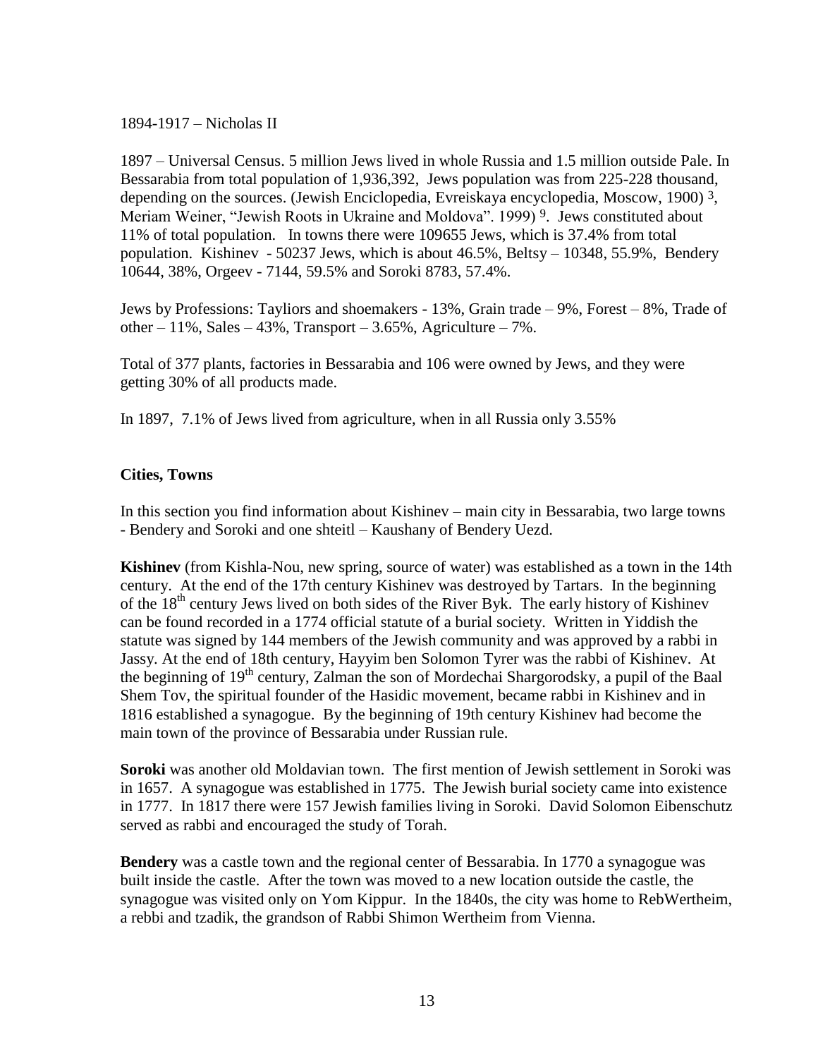1894-1917 – Nicholas II

1897 – Universal Census. 5 million Jews lived in whole Russia and 1.5 million outside Pale. In Bessarabia from total population of 1,936,392, Jews population was from 225-228 thousand, depending on the sources. (Jewish Enciclopedia, Evreiskaya encyclopedia, Moscow, 1900) [3], Meriam Weiner, "Jewish Roots in Ukraine and Moldova". 1999) [9]. Jews constituted about 11% of total population. In towns there were 109655 Jews, which is 37.4% from total population. Kishinev - 50237 Jews, which is about 46.5%, Beltsy – 10348, 55.9%, Bendery 10644, 38%, Orgeev - 7144, 59.5% and Soroki 8783, 57.4%.

Jews by Professions: Tayliors and shoemakers - 13%, Grain trade – 9%, Forest – 8%, Trade of other – 11%, Sales – 43%, Transport – 3.65%, Agriculture – 7%.

Total of 377 plants, factories in Bessarabia and 106 were owned by Jews, and they were getting 30% of all products made.

In 1897, 7.1% of Jews lived from agriculture, when in all Russia only 3.55%

**Cities, Towns**

In this section you find information about Kishinev – main city in Bessarabia, two large towns - Bendery and Soroki and one shteitl – Kaushany of Bendery Uezd.

**Kishinev** (from Kishla-Nou, new spring, source of water) was established as a town in the 14th century. At the end of the 17th century Kishinev was destroyed by Tartars. In the beginning of the 18th century Jews lived on both sides of the River Byk. The early history of Kishinev can be found recorded in a 1774 official statute of a burial society. Written in Yiddish the statute was signed by 144 members of the Jewish community and was approved by a rabbi in Jassy. At the end of 18th century, Hayyim ben Solomon Tyrer was the rabbi of Kishinev. At the beginning of 19th century, Zalman the son of Mordechai Shargorodsky, a pupil of the Baal Shem Tov, the spiritual founder of the Hasidic movement, became rabbi in Kishinev and in 1816 established a synagogue. By the beginning of 19th century Kishinev had become the main town of the province of Bessarabia under Russian rule.

**Soroki** was another old Moldavian town. The first mention of Jewish settlement in Soroki was in 1657. A synagogue was established in 1775. The Jewish burial society came into existence in 1777. In 1817 there were 157 Jewish families living in Soroki. David Solomon Eibenschutz served as rabbi and encouraged the study of Torah.

**Bendery** was a castle town and the regional center of Bessarabia. In 1770 a synagogue was built inside the castle. After the town was moved to a new location outside the castle, the synagogue was visited only on Yom Kippur. In the 1840s, the city was home to RebWertheim, a rebbi and tzadik, the grandson of Rabbi Shimon Wertheim from Vienna.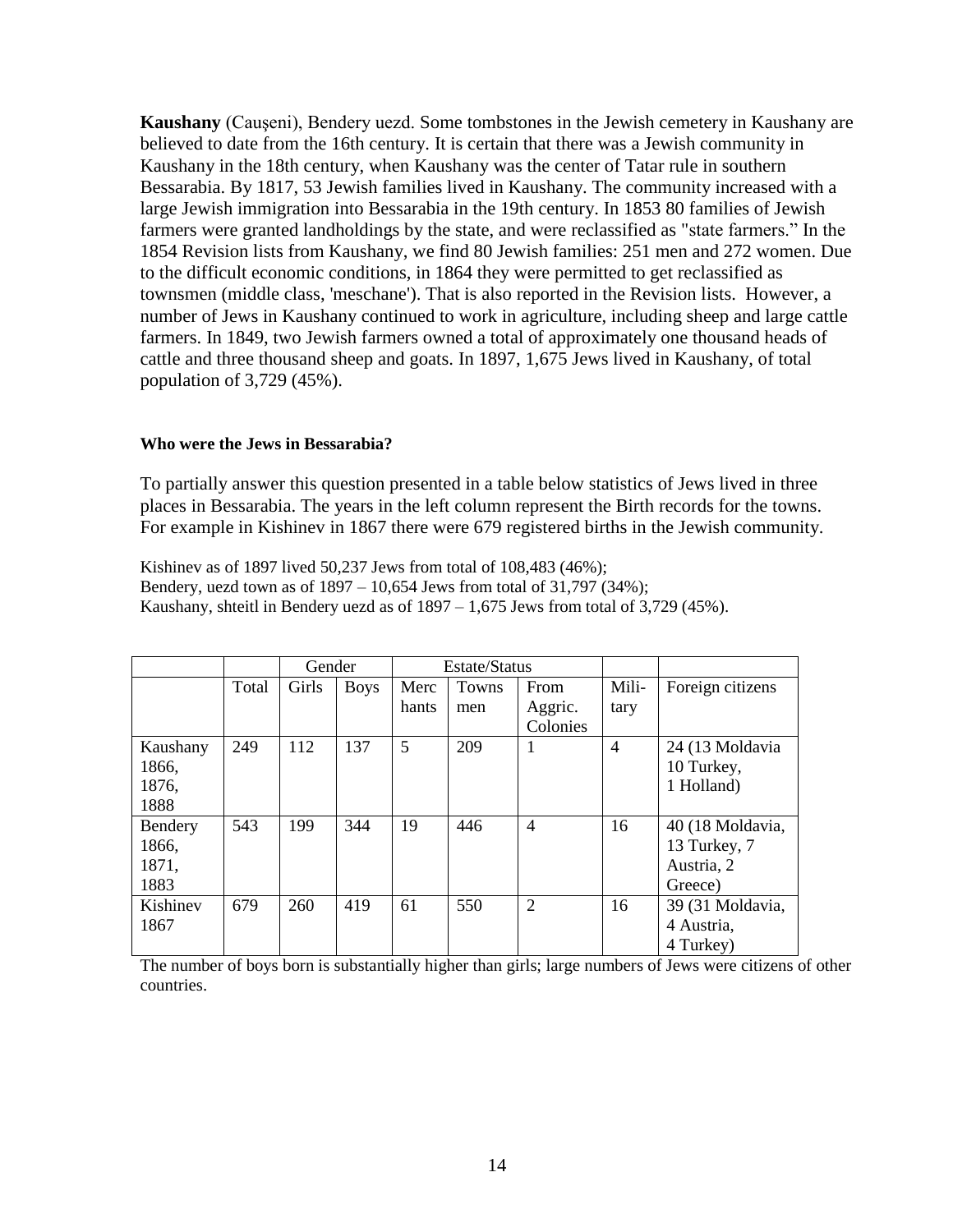**Kaushany** (Căușeni), Bendery uezd. Some tombstones in the Jewish cemetery in Kaushany are believed to date from the 16th century. It is certain that there was a Jewish community in Kaushany in the 18th century, when Kaushany was the center of Tatar rule in southern Bessarabia. By 1817, 53 Jewish families lived in Kaushany. The community increased with a large Jewish immigration into Bessarabia in the 19th century. In 1853 80 families of Jewish farmers were granted landholdings by the state, and were reclassified as "state farmers." In the 1854 Revision lists from Kaushany, we find 80 Jewish families: 251 men and 272 women. Due to the difficult economic conditions, in 1864 they were permitted to get reclassified as townsmen (middle class, 'meschane'). That is also reported in the Revision lists. However, a number of Jews in Kaushany continued to work in agriculture, including sheep and large cattle farmers. In 1849, two Jewish farmers owned a total of approximately one thousand heads of cattle and three thousand sheep and goats. In 1897, 1,675 Jews lived in Kaushany, of total population of 3,729 (45%).

#### Who were the Jews in Bessarabia?

To partially answer this question presented in a table below statistics of Jews lived in three places in Bessarabia. The years in the left column represent the Birth records for the towns. For example in Kishinev in 1867 there were 679 registered births in the Jewish community.

Kishinev as of 1897 lived 50,237 Jews from total of 108,483 (46%);
Bendery, uezd town as of 1897 – 10,654 Jews from total of 31,797 (34%);
Kaushany, shteitl in Bendery uezd as of 1897 – 1,675 Jews from total of 3,729 (45%).

| | | Gender | | Estate/Status | | | | |
|---|---|---|---|---|---|---|---|---|
| | Total | Girls | Boys | Merchants | Townsmen | From Aggric. Colonies | Military | Foreign citizens |
| Kaushany 1866, 1876, 1888 | 249 | 112 | 137 | 5 | 209 | 1 | 4 | 24 (13 Moldavia 10 Turkey, 1 Holland) |
| Bendery 1866, 1871, 1883 | 543 | 199 | 344 | 19 | 446 | 4 | 16 | 40 (18 Moldavia, 13 Turkey, 7 Austria, 2 Greece) |
| Kishinev 1867 | 679 | 260 | 419 | 61 | 550 | 2 | 16 | 39 (31 Moldavia, 4 Austria, 4 Turkey) |

The number of boys born is substantially higher than girls; large numbers of Jews were citizens of other countries.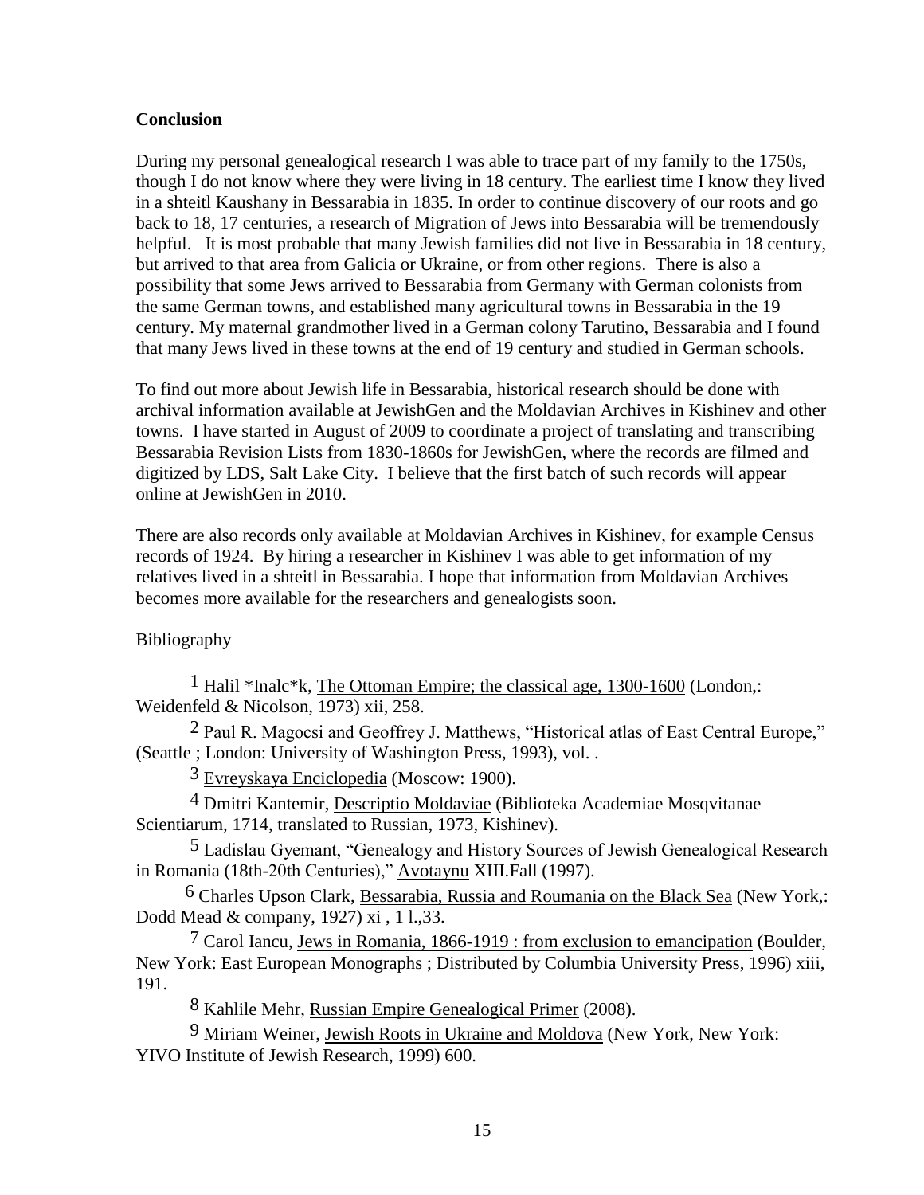**Conclusion**

During my personal genealogical research I was able to trace part of my family to the 1750s, though I do not know where they were living in 18 century. The earliest time I know they lived in a shteitl Kaushany in Bessarabia in 1835. In order to continue discovery of our roots and go back to 18, 17 centuries, a research of Migration of Jews into Bessarabia will be tremendously helpful. It is most probable that many Jewish families did not live in Bessarabia in 18 century, but arrived to that area from Galicia or Ukraine, or from other regions. There is also a possibility that some Jews arrived to Bessarabia from Germany with German colonists from the same German towns, and established many agricultural towns in Bessarabia in the 19 century. My maternal grandmother lived in a German colony Tarutino, Bessarabia and I found that many Jews lived in these towns at the end of 19 century and studied in German schools.

To find out more about Jewish life in Bessarabia, historical research should be done with archival information available at JewishGen and the Moldavian Archives in Kishinev and other towns. I have started in August of 2009 to coordinate a project of translating and transcribing Bessarabia Revision Lists from 1830-1860s for JewishGen, where the records are filmed and digitized by LDS, Salt Lake City. I believe that the first batch of such records will appear online at JewishGen in 2010.

There are also records only available at Moldavian Archives in Kishinev, for example Census records of 1924. By hiring a researcher in Kishinev I was able to get information of my relatives lived in a shteitl in Bessarabia. I hope that information from Moldavian Archives becomes more available for the researchers and genealogists soon.

Bibliography

1 Halil *Inalc*k, The Ottoman Empire; the classical age, 1300-1600 (London,: Weidenfeld & Nicolson, 1973) xii, 258.

2 Paul R. Magocsi and Geoffrey J. Matthews, "Historical atlas of East Central Europe," (Seattle ; London: University of Washington Press, 1993), vol. .

3 Evreyskaya Enciclopedia (Moscow: 1900).

4 Dmitri Kantemir, Descriptio Moldaviae (Biblioteka Academiae Mosqvitanae Scientiarum, 1714, translated to Russian, 1973, Kishinev).

5 Ladislau Gyemant, "Genealogy and History Sources of Jewish Genealogical Research in Romania (18th-20th Centuries)," Avotaynu XIII.Fall (1997).

6 Charles Upson Clark, Bessarabia, Russia and Roumania on the Black Sea (New York,: Dodd Mead & company, 1927) xi , 1 l.,33.

7 Carol Iancu, Jews in Romania, 1866-1919 : from exclusion to emancipation (Boulder, New York: East European Monographs ; Distributed by Columbia University Press, 1996) xiii, 191.

8 Kahlile Mehr, Russian Empire Genealogical Primer (2008).

9 Miriam Weiner, Jewish Roots in Ukraine and Moldova (New York, New York: YIVO Institute of Jewish Research, 1999) 600.